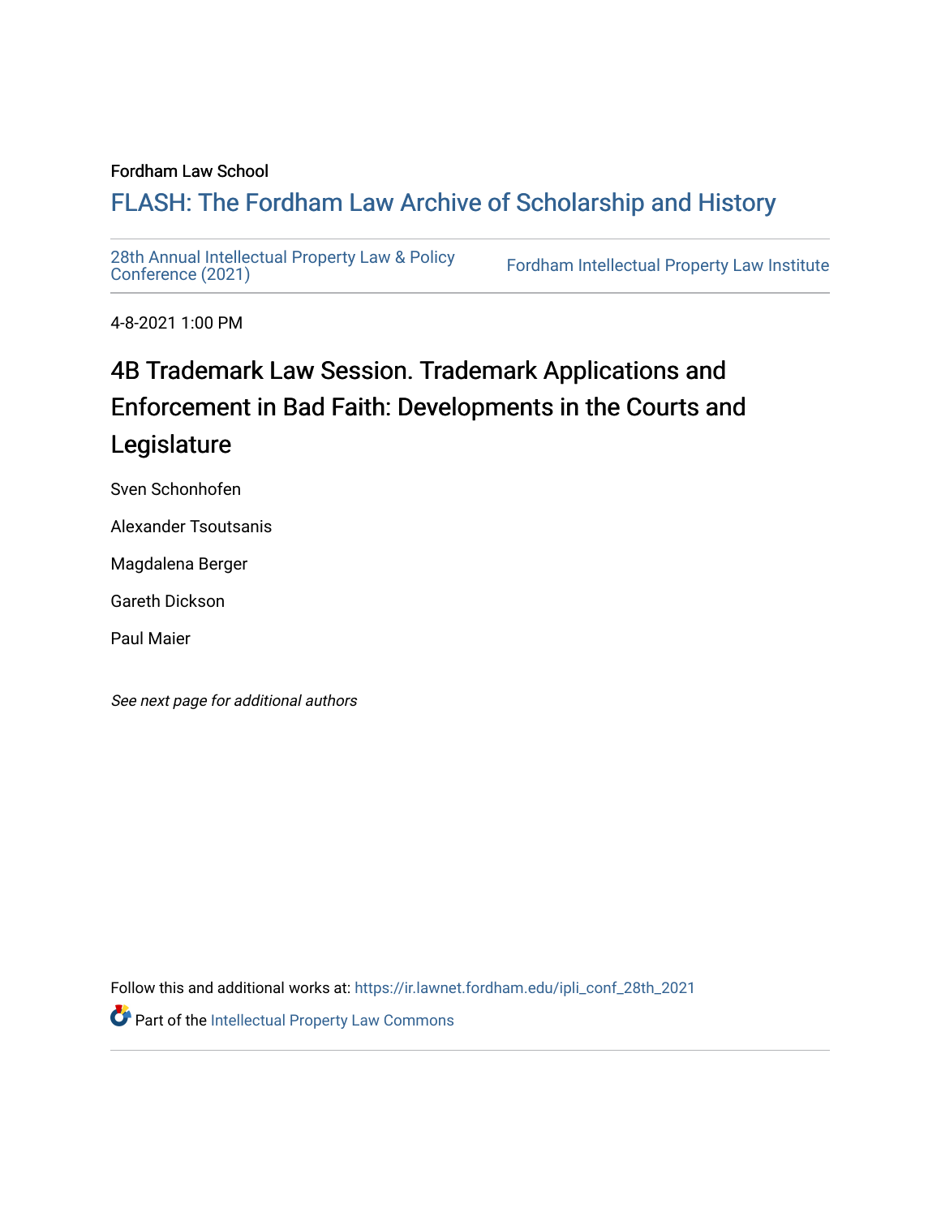Fordham Law School

## FLASH: The Fordham Law Archive of Scholarship and History

28th Annual Intellectual Property Law & Policy Conference (2021) | Fordham Intellectual Property Law Institute

4-8-2021 1:00 PM

# 4B Trademark Law Session. Trademark Applications and Enforcement in Bad Faith: Developments in the Courts and Legislature

Sven Schonhofen

Alexander Tsoutsanis

Magdalena Berger

Gareth Dickson

Paul Maier

*See next page for additional authors*

Follow this and additional works at: https://ir.lawnet.fordham.edu/ipli_conf_28th_2021

Part of the Intellectual Property Law Commons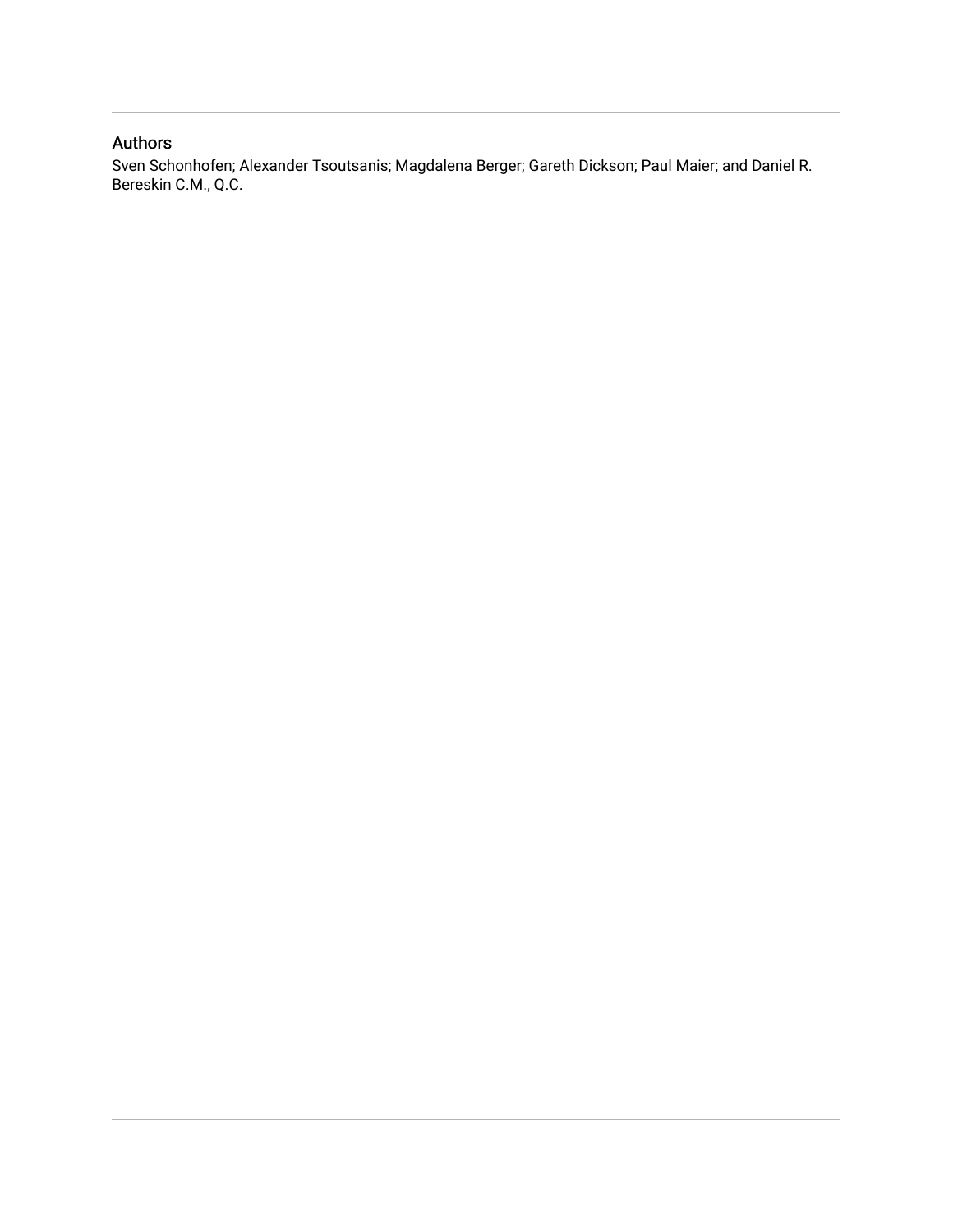## Authors

Sven Schonhofen; Alexander Tsoutsanis; Magdalena Berger; Gareth Dickson; Paul Maier; and Daniel R. Bereskin C.M., Q.C.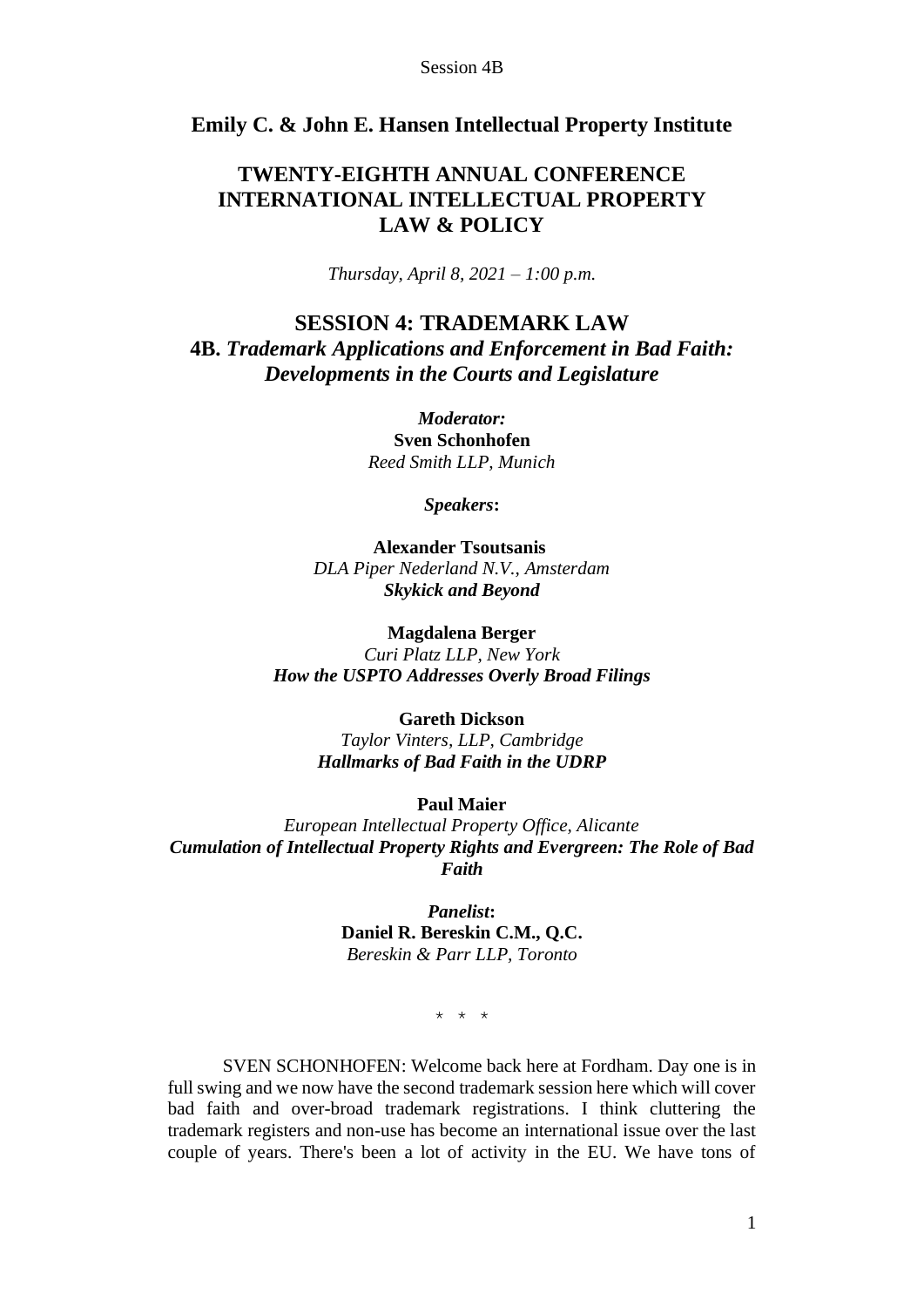**Emily C. & John E. Hansen Intellectual Property Institute**

# TWENTY-EIGHTH ANNUAL CONFERENCE INTERNATIONAL INTELLECTUAL PROPERTY LAW & POLICY

*Thursday, April 8, 2021 – 1:00 p.m.*

## SESSION 4: TRADEMARK LAW
## 4B. *Trademark Applications and Enforcement in Bad Faith: Developments in the Courts and Legislature*

***Moderator:***
**Sven Schonhofen**
*Reed Smith LLP, Munich*

***Speakers*:**

**Alexander Tsoutsanis**
*DLA Piper Nederland N.V., Amsterdam*
***Skykick and Beyond***

**Magdalena Berger**
*Curi Platz LLP, New York*
***How the USPTO Addresses Overly Broad Filings***

**Gareth Dickson**
*Taylor Vinters, LLP, Cambridge*
***Hallmarks of Bad Faith in the UDRP***

**Paul Maier**
*European Intellectual Property Office, Alicante*
***Cumulation of Intellectual Property Rights and Evergreen: The Role of Bad Faith***

***Panelist*:**
**Daniel R. Bereskin C.M., Q.C.**
*Bereskin & Parr LLP, Toronto*

\* \* \*

SVEN SCHONHOFEN: Welcome back here at Fordham. Day one is in full swing and we now have the second trademark session here which will cover bad faith and over-broad trademark registrations. I think cluttering the trademark registers and non-use has become an international issue over the last couple of years. There's been a lot of activity in the EU. We have tons of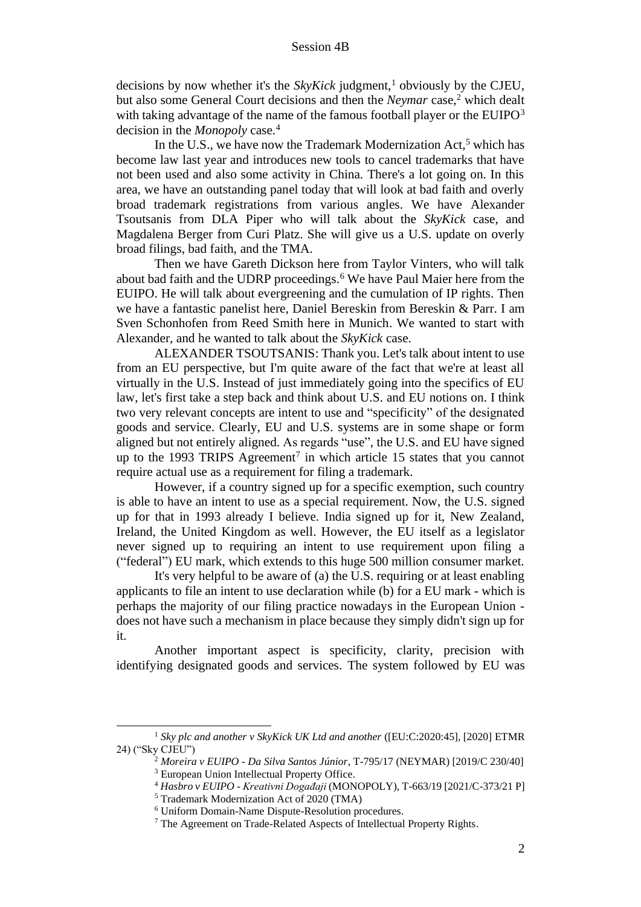decisions by now whether it's the *SkyKick* judgment,[1] obviously by the CJEU, but also some General Court decisions and then the *Neymar* case,[2] which dealt with taking advantage of the name of the famous football player or the EUIPO[3] decision in the *Monopoly* case.[4]

In the U.S., we have now the Trademark Modernization Act,[5] which has become law last year and introduces new tools to cancel trademarks that have not been used and also some activity in China. There's a lot going on. In this area, we have an outstanding panel today that will look at bad faith and overly broad trademark registrations from various angles. We have Alexander Tsoutsanis from DLA Piper who will talk about the *SkyKick* case, and Magdalena Berger from Curi Platz. She will give us a U.S. update on overly broad filings, bad faith, and the TMA.

Then we have Gareth Dickson here from Taylor Vinters, who will talk about bad faith and the UDRP proceedings.[6] We have Paul Maier here from the EUIPO. He will talk about evergreening and the cumulation of IP rights. Then we have a fantastic panelist here, Daniel Bereskin from Bereskin & Parr. I am Sven Schonhofen from Reed Smith here in Munich. We wanted to start with Alexander, and he wanted to talk about the *SkyKick* case.

ALEXANDER TSOUTSANIS: Thank you. Let's talk about intent to use from an EU perspective, but I'm quite aware of the fact that we're at least all virtually in the U.S. Instead of just immediately going into the specifics of EU law, let's first take a step back and think about U.S. and EU notions on. I think two very relevant concepts are intent to use and "specificity" of the designated goods and service. Clearly, EU and U.S. systems are in some shape or form aligned but not entirely aligned. As regards "use", the U.S. and EU have signed up to the 1993 TRIPS Agreement[7] in which article 15 states that you cannot require actual use as a requirement for filing a trademark.

However, if a country signed up for a specific exemption, such country is able to have an intent to use as a special requirement. Now, the U.S. signed up for that in 1993 already I believe. India signed up for it, New Zealand, Ireland, the United Kingdom as well. However, the EU itself as a legislator never signed up to requiring an intent to use requirement upon filing a ("federal") EU mark, which extends to this huge 500 million consumer market.

It's very helpful to be aware of (a) the U.S. requiring or at least enabling applicants to file an intent to use declaration while (b) for a EU mark - which is perhaps the majority of our filing practice nowadays in the European Union - does not have such a mechanism in place because they simply didn't sign up for it.

Another important aspect is specificity, clarity, precision with identifying designated goods and services. The system followed by EU was

---

[1] *Sky plc and another v SkyKick UK Ltd and another* ([EU:C:2020:45], [2020] ETMR 24) ("Sky CJEU")

[2] *Moreira v EUIPO - Da Silva Santos Júnior*, T-795/17 (NEYMAR) [2019/C 230/40]

[3] European Union Intellectual Property Office.

[4] *Hasbro v EUIPO - Kreativni Događaji* (MONOPOLY), T-663/19 [2021/C-373/21 P]

[5] Trademark Modernization Act of 2020 (TMA)

[6] Uniform Domain-Name Dispute-Resolution procedures.

[7] The Agreement on Trade-Related Aspects of Intellectual Property Rights.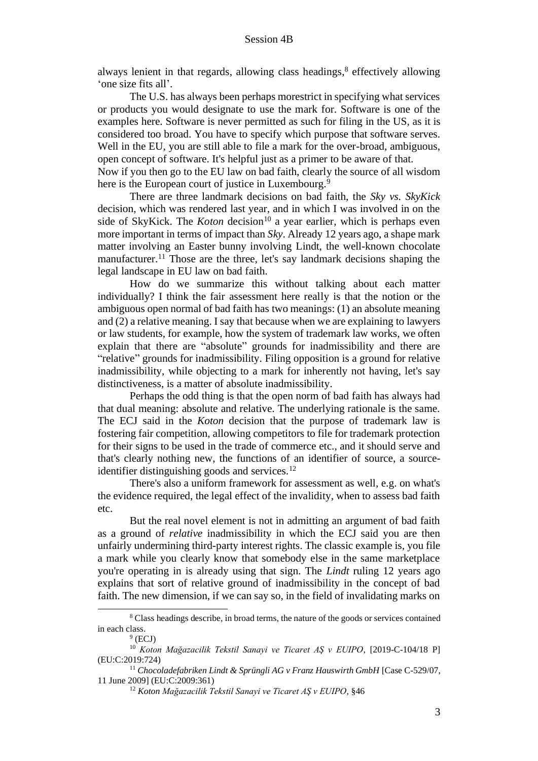always lenient in that regards, allowing class headings,[8] effectively allowing 'one size fits all'.

The U.S. has always been perhaps morestrict in specifying what services or products you would designate to use the mark for. Software is one of the examples here. Software is never permitted as such for filing in the US, as it is considered too broad. You have to specify which purpose that software serves. Well in the EU, you are still able to file a mark for the over-broad, ambiguous, open concept of software. It's helpful just as a primer to be aware of that.
Now if you then go to the EU law on bad faith, clearly the source of all wisdom here is the European court of justice in Luxembourg.[9]

There are three landmark decisions on bad faith, the *Sky vs. SkyKick* decision, which was rendered last year, and in which I was involved in on the side of SkyKick. The *Koton* decision[10] a year earlier, which is perhaps even more important in terms of impact than *Sky*. Already 12 years ago, a shape mark matter involving an Easter bunny involving Lindt, the well-known chocolate manufacturer.[11] Those are the three, let's say landmark decisions shaping the legal landscape in EU law on bad faith.

How do we summarize this without talking about each matter individually? I think the fair assessment here really is that the notion or the ambiguous open normal of bad faith has two meanings: (1) an absolute meaning and (2) a relative meaning. I say that because when we are explaining to lawyers or law students, for example, how the system of trademark law works, we often explain that there are "absolute" grounds for inadmissibility and there are "relative" grounds for inadmissibility. Filing opposition is a ground for relative inadmissibility, while objecting to a mark for inherently not having, let's say distinctiveness, is a matter of absolute inadmissibility.

Perhaps the odd thing is that the open norm of bad faith has always had that dual meaning: absolute and relative. The underlying rationale is the same. The ECJ said in the *Koton* decision that the purpose of trademark law is fostering fair competition, allowing competitors to file for trademark protection for their signs to be used in the trade of commerce etc., and it should serve and that's clearly nothing new, the functions of an identifier of source, a source-identifier distinguishing goods and services.[12]

There's also a uniform framework for assessment as well, e.g. on what's the evidence required, the legal effect of the invalidity, when to assess bad faith etc.

But the real novel element is not in admitting an argument of bad faith as a ground of *relative* inadmissibility in which the ECJ said you are then unfairly undermining third-party interest rights. The classic example is, you file a mark while you clearly know that somebody else in the same marketplace you're operating in is already using that sign. The *Lindt* ruling 12 years ago explains that sort of relative ground of inadmissibility in the concept of bad faith. The new dimension, if we can say so, in the field of invalidating marks on

---

[8] Class headings describe, in broad terms, the nature of the goods or services contained in each class.

[9] (ECJ)

[10] *Koton Mağazacilik Tekstil Sanayi ve Ticaret AŞ v EUIPO*, [2019-C-104/18 P] (EU:C:2019:724)

[11] *Chocoladefabriken Lindt & Sprüngli AG v Franz Hauswirth GmbH* [Case C-529/07, 11 June 2009] (EU:C:2009:361)

[12] *Koton Mağazacilik Tekstil Sanayi ve Ticaret AŞ v EUIPO*, §46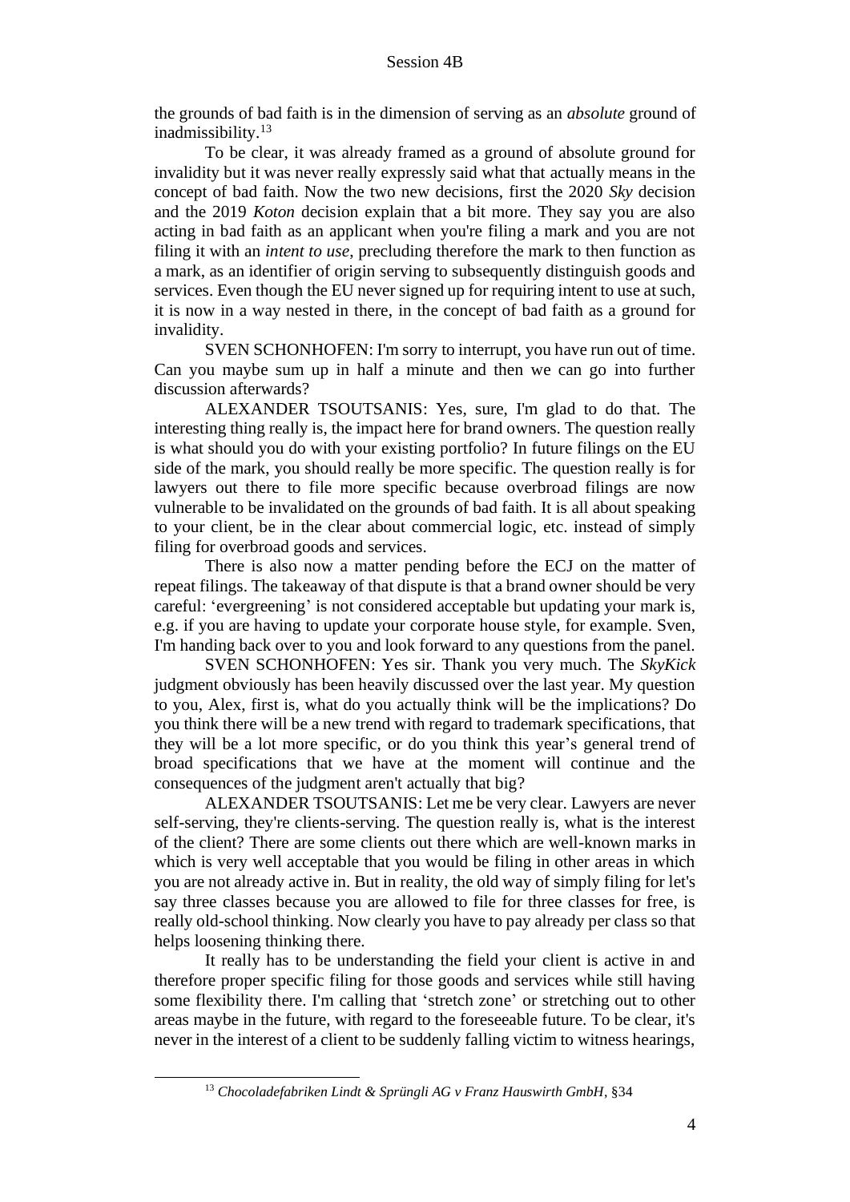the grounds of bad faith is in the dimension of serving as an *absolute* ground of inadmissibility.[13]

To be clear, it was already framed as a ground of absolute ground for invalidity but it was never really expressly said what that actually means in the concept of bad faith. Now the two new decisions, first the 2020 *Sky* decision and the 2019 *Koton* decision explain that a bit more. They say you are also acting in bad faith as an applicant when you're filing a mark and you are not filing it with an *intent to use*, precluding therefore the mark to then function as a mark, as an identifier of origin serving to subsequently distinguish goods and services. Even though the EU never signed up for requiring intent to use at such, it is now in a way nested in there, in the concept of bad faith as a ground for invalidity.

SVEN SCHONHOFEN: I'm sorry to interrupt, you have run out of time. Can you maybe sum up in half a minute and then we can go into further discussion afterwards?

ALEXANDER TSOUTSANIS: Yes, sure, I'm glad to do that. The interesting thing really is, the impact here for brand owners. The question really is what should you do with your existing portfolio? In future filings on the EU side of the mark, you should really be more specific. The question really is for lawyers out there to file more specific because overbroad filings are now vulnerable to be invalidated on the grounds of bad faith. It is all about speaking to your client, be in the clear about commercial logic, etc. instead of simply filing for overbroad goods and services.

There is also now a matter pending before the ECJ on the matter of repeat filings. The takeaway of that dispute is that a brand owner should be very careful: 'evergreening' is not considered acceptable but updating your mark is, e.g. if you are having to update your corporate house style, for example. Sven, I'm handing back over to you and look forward to any questions from the panel.

SVEN SCHONHOFEN: Yes sir. Thank you very much. The *SkyKick* judgment obviously has been heavily discussed over the last year. My question to you, Alex, first is, what do you actually think will be the implications? Do you think there will be a new trend with regard to trademark specifications, that they will be a lot more specific, or do you think this year's general trend of broad specifications that we have at the moment will continue and the consequences of the judgment aren't actually that big?

ALEXANDER TSOUTSANIS: Let me be very clear. Lawyers are never self-serving, they're clients-serving. The question really is, what is the interest of the client? There are some clients out there which are well-known marks in which is very well acceptable that you would be filing in other areas in which you are not already active in. But in reality, the old way of simply filing for let's say three classes because you are allowed to file for three classes for free, is really old-school thinking. Now clearly you have to pay already per class so that helps loosening thinking there.

It really has to be understanding the field your client is active in and therefore proper specific filing for those goods and services while still having some flexibility there. I'm calling that 'stretch zone' or stretching out to other areas maybe in the future, with regard to the foreseeable future. To be clear, it's never in the interest of a client to be suddenly falling victim to witness hearings,

[13] *Chocoladefabriken Lindt & Sprüngli AG v Franz Hauswirth GmbH*, §34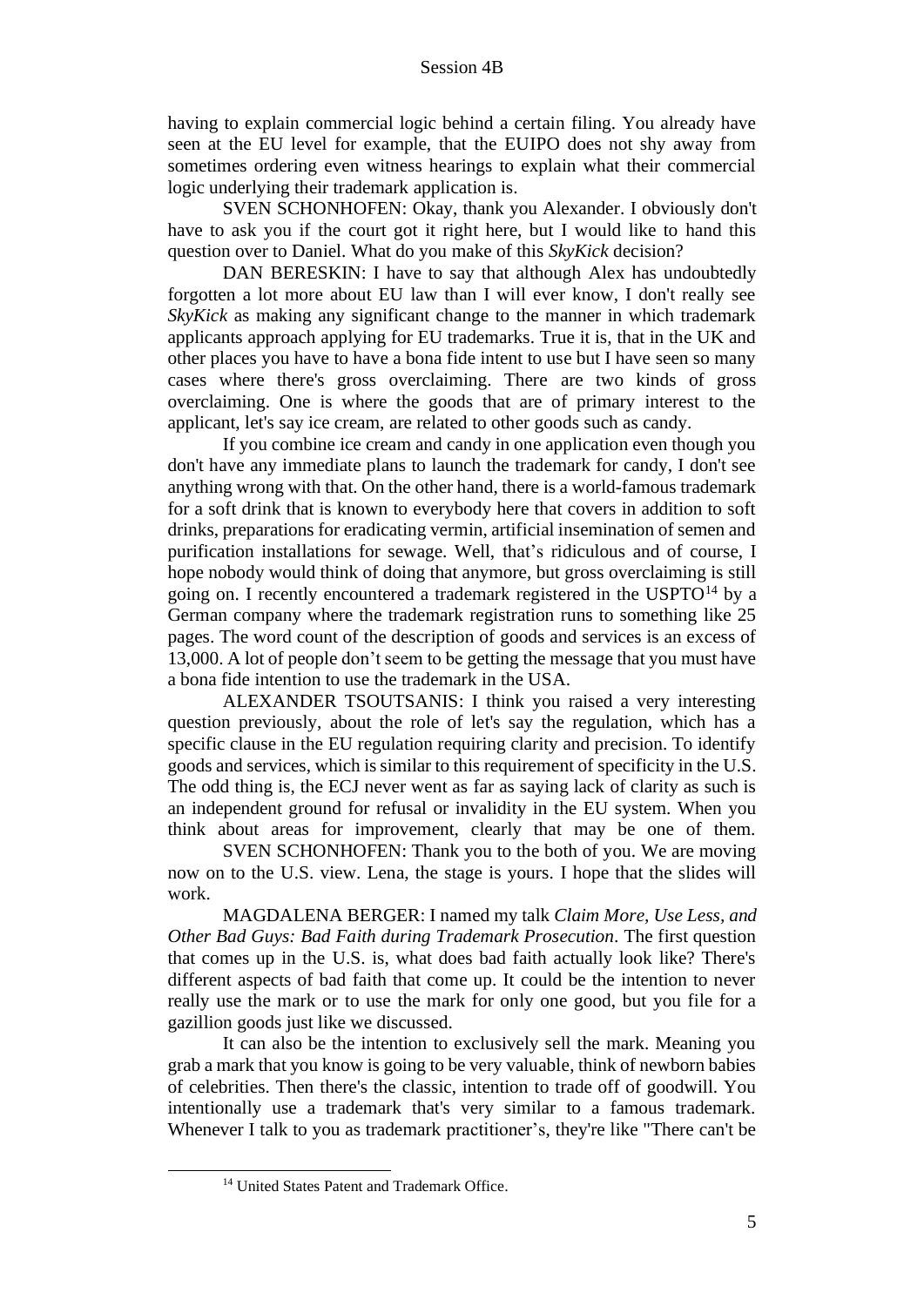having to explain commercial logic behind a certain filing. You already have seen at the EU level for example, that the EUIPO does not shy away from sometimes ordering even witness hearings to explain what their commercial logic underlying their trademark application is.

SVEN SCHONHOFEN: Okay, thank you Alexander. I obviously don't have to ask you if the court got it right here, but I would like to hand this question over to Daniel. What do you make of this *SkyKick* decision?

DAN BERESKIN: I have to say that although Alex has undoubtedly forgotten a lot more about EU law than I will ever know, I don't really see *SkyKick* as making any significant change to the manner in which trademark applicants approach applying for EU trademarks. True it is, that in the UK and other places you have to have a bona fide intent to use but I have seen so many cases where there's gross overclaiming. There are two kinds of gross overclaiming. One is where the goods that are of primary interest to the applicant, let's say ice cream, are related to other goods such as candy.

If you combine ice cream and candy in one application even though you don't have any immediate plans to launch the trademark for candy, I don't see anything wrong with that. On the other hand, there is a world-famous trademark for a soft drink that is known to everybody here that covers in addition to soft drinks, preparations for eradicating vermin, artificial insemination of semen and purification installations for sewage. Well, that's ridiculous and of course, I hope nobody would think of doing that anymore, but gross overclaiming is still going on. I recently encountered a trademark registered in the USPTO[14] by a German company where the trademark registration runs to something like 25 pages. The word count of the description of goods and services is an excess of 13,000. A lot of people don't seem to be getting the message that you must have a bona fide intention to use the trademark in the USA.

ALEXANDER TSOUTSANIS: I think you raised a very interesting question previously, about the role of let's say the regulation, which has a specific clause in the EU regulation requiring clarity and precision. To identify goods and services, which is similar to this requirement of specificity in the U.S. The odd thing is, the ECJ never went as far as saying lack of clarity as such is an independent ground for refusal or invalidity in the EU system. When you think about areas for improvement, clearly that may be one of them.

SVEN SCHONHOFEN: Thank you to the both of you. We are moving now on to the U.S. view. Lena, the stage is yours. I hope that the slides will work.

MAGDALENA BERGER: I named my talk *Claim More, Use Less, and Other Bad Guys: Bad Faith during Trademark Prosecution*. The first question that comes up in the U.S. is, what does bad faith actually look like? There's different aspects of bad faith that come up. It could be the intention to never really use the mark or to use the mark for only one good, but you file for a gazillion goods just like we discussed.

It can also be the intention to exclusively sell the mark. Meaning you grab a mark that you know is going to be very valuable, think of newborn babies of celebrities. Then there's the classic, intention to trade off of goodwill. You intentionally use a trademark that's very similar to a famous trademark. Whenever I talk to you as trademark practitioner's, they're like "There can't be

[14] United States Patent and Trademark Office.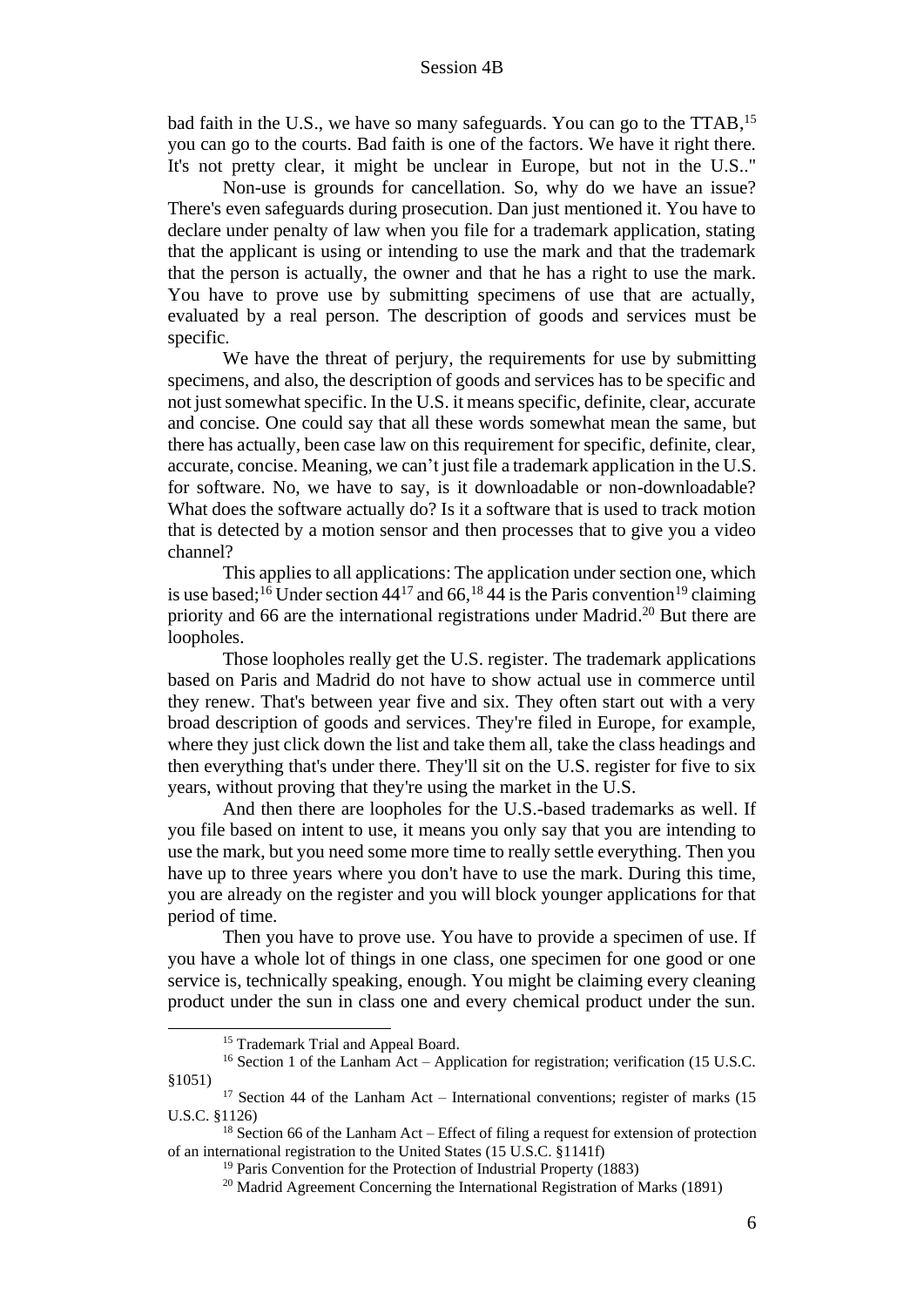bad faith in the U.S., we have so many safeguards. You can go to the TTAB,[15] you can go to the courts. Bad faith is one of the factors. We have it right there. It's not pretty clear, it might be unclear in Europe, but not in the U.S.."

Non-use is grounds for cancellation. So, why do we have an issue? There's even safeguards during prosecution. Dan just mentioned it. You have to declare under penalty of law when you file for a trademark application, stating that the applicant is using or intending to use the mark and that the trademark that the person is actually, the owner and that he has a right to use the mark. You have to prove use by submitting specimens of use that are actually, evaluated by a real person. The description of goods and services must be specific.

We have the threat of perjury, the requirements for use by submitting specimens, and also, the description of goods and services has to be specific and not just somewhat specific. In the U.S. it means specific, definite, clear, accurate and concise. One could say that all these words somewhat mean the same, but there has actually, been case law on this requirement for specific, definite, clear, accurate, concise. Meaning, we can't just file a trademark application in the U.S. for software. No, we have to say, is it downloadable or non-downloadable? What does the software actually do? Is it a software that is used to track motion that is detected by a motion sensor and then processes that to give you a video channel?

This applies to all applications: The application under section one, which is use based;[16] Under section 44[17] and 66,[18] 44 is the Paris convention[19] claiming priority and 66 are the international registrations under Madrid.[20] But there are loopholes.

Those loopholes really get the U.S. register. The trademark applications based on Paris and Madrid do not have to show actual use in commerce until they renew. That's between year five and six. They often start out with a very broad description of goods and services. They're filed in Europe, for example, where they just click down the list and take them all, take the class headings and then everything that's under there. They'll sit on the U.S. register for five to six years, without proving that they're using the market in the U.S.

And then there are loopholes for the U.S.-based trademarks as well. If you file based on intent to use, it means you only say that you are intending to use the mark, but you need some more time to really settle everything. Then you have up to three years where you don't have to use the mark. During this time, you are already on the register and you will block younger applications for that period of time.

Then you have to prove use. You have to provide a specimen of use. If you have a whole lot of things in one class, one specimen for one good or one service is, technically speaking, enough. You might be claiming every cleaning product under the sun in class one and every chemical product under the sun.

---

[15] Trademark Trial and Appeal Board.

[16] Section 1 of the Lanham Act – Application for registration; verification (15 U.S.C. §1051)

[17] Section 44 of the Lanham Act – International conventions; register of marks (15 U.S.C. §1126)

[18] Section 66 of the Lanham Act – Effect of filing a request for extension of protection of an international registration to the United States (15 U.S.C. §1141f)

[19] Paris Convention for the Protection of Industrial Property (1883)

[20] Madrid Agreement Concerning the International Registration of Marks (1891)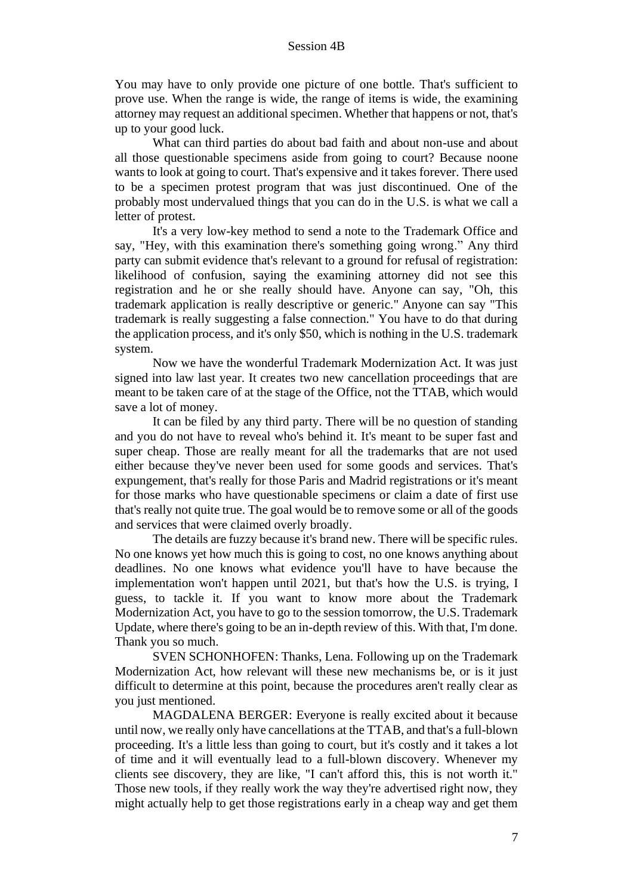You may have to only provide one picture of one bottle. That's sufficient to prove use. When the range is wide, the range of items is wide, the examining attorney may request an additional specimen. Whether that happens or not, that's up to your good luck.

What can third parties do about bad faith and about non-use and about all those questionable specimens aside from going to court? Because noone wants to look at going to court. That's expensive and it takes forever. There used to be a specimen protest program that was just discontinued. One of the probably most undervalued things that you can do in the U.S. is what we call a letter of protest.

It's a very low-key method to send a note to the Trademark Office and say, "Hey, with this examination there's something going wrong." Any third party can submit evidence that's relevant to a ground for refusal of registration: likelihood of confusion, saying the examining attorney did not see this registration and he or she really should have. Anyone can say, "Oh, this trademark application is really descriptive or generic." Anyone can say "This trademark is really suggesting a false connection." You have to do that during the application process, and it's only $50, which is nothing in the U.S. trademark system.

Now we have the wonderful Trademark Modernization Act. It was just signed into law last year. It creates two new cancellation proceedings that are meant to be taken care of at the stage of the Office, not the TTAB, which would save a lot of money.

It can be filed by any third party. There will be no question of standing and you do not have to reveal who's behind it. It's meant to be super fast and super cheap. Those are really meant for all the trademarks that are not used either because they've never been used for some goods and services. That's expungement, that's really for those Paris and Madrid registrations or it's meant for those marks who have questionable specimens or claim a date of first use that's really not quite true. The goal would be to remove some or all of the goods and services that were claimed overly broadly.

The details are fuzzy because it's brand new. There will be specific rules. No one knows yet how much this is going to cost, no one knows anything about deadlines. No one knows what evidence you'll have to have because the implementation won't happen until 2021, but that's how the U.S. is trying, I guess, to tackle it. If you want to know more about the Trademark Modernization Act, you have to go to the session tomorrow, the U.S. Trademark Update, where there's going to be an in-depth review of this. With that, I'm done. Thank you so much.

SVEN SCHONHOFEN: Thanks, Lena. Following up on the Trademark Modernization Act, how relevant will these new mechanisms be, or is it just difficult to determine at this point, because the procedures aren't really clear as you just mentioned.

MAGDALENA BERGER: Everyone is really excited about it because until now, we really only have cancellations at the TTAB, and that's a full-blown proceeding. It's a little less than going to court, but it's costly and it takes a lot of time and it will eventually lead to a full-blown discovery. Whenever my clients see discovery, they are like, "I can't afford this, this is not worth it." Those new tools, if they really work the way they're advertised right now, they might actually help to get those registrations early in a cheap way and get them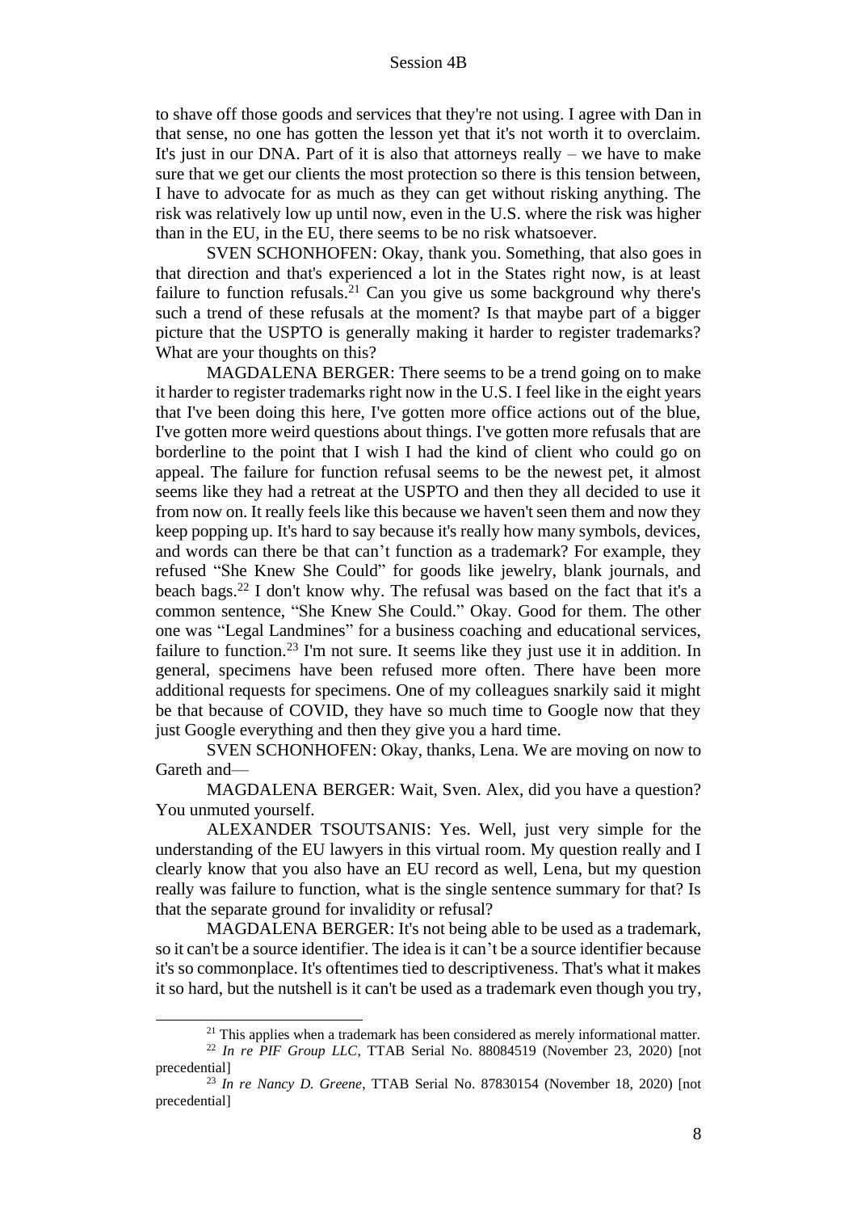to shave off those goods and services that they're not using. I agree with Dan in that sense, no one has gotten the lesson yet that it's not worth it to overclaim. It's just in our DNA. Part of it is also that attorneys really – we have to make sure that we get our clients the most protection so there is this tension between, I have to advocate for as much as they can get without risking anything. The risk was relatively low up until now, even in the U.S. where the risk was higher than in the EU, in the EU, there seems to be no risk whatsoever.

SVEN SCHONHOFEN: Okay, thank you. Something, that also goes in that direction and that's experienced a lot in the States right now, is at least failure to function refusals.[21] Can you give us some background why there's such a trend of these refusals at the moment? Is that maybe part of a bigger picture that the USPTO is generally making it harder to register trademarks? What are your thoughts on this?

MAGDALENA BERGER: There seems to be a trend going on to make it harder to register trademarks right now in the U.S. I feel like in the eight years that I've been doing this here, I've gotten more office actions out of the blue, I've gotten more weird questions about things. I've gotten more refusals that are borderline to the point that I wish I had the kind of client who could go on appeal. The failure for function refusal seems to be the newest pet, it almost seems like they had a retreat at the USPTO and then they all decided to use it from now on. It really feels like this because we haven't seen them and now they keep popping up. It's hard to say because it's really how many symbols, devices, and words can there be that can't function as a trademark? For example, they refused "She Knew She Could" for goods like jewelry, blank journals, and beach bags.[22] I don't know why. The refusal was based on the fact that it's a common sentence, "She Knew She Could." Okay. Good for them. The other one was "Legal Landmines" for a business coaching and educational services, failure to function.[23] I'm not sure. It seems like they just use it in addition. In general, specimens have been refused more often. There have been more additional requests for specimens. One of my colleagues snarkily said it might be that because of COVID, they have so much time to Google now that they just Google everything and then they give you a hard time.

SVEN SCHONHOFEN: Okay, thanks, Lena. We are moving on now to Gareth and—

MAGDALENA BERGER: Wait, Sven. Alex, did you have a question? You unmuted yourself.

ALEXANDER TSOUTSANIS: Yes. Well, just very simple for the understanding of the EU lawyers in this virtual room. My question really and I clearly know that you also have an EU record as well, Lena, but my question really was failure to function, what is the single sentence summary for that? Is that the separate ground for invalidity or refusal?

MAGDALENA BERGER: It's not being able to be used as a trademark, so it can't be a source identifier. The idea is it can't be a source identifier because it's so commonplace. It's oftentimes tied to descriptiveness. That's what it makes it so hard, but the nutshell is it can't be used as a trademark even though you try,

---

[21] This applies when a trademark has been considered as merely informational matter.

[22] *In re PIF Group LLC*, TTAB Serial No. 88084519 (November 23, 2020) [not precedential]

[23] *In re Nancy D. Greene*, TTAB Serial No. 87830154 (November 18, 2020) [not precedential]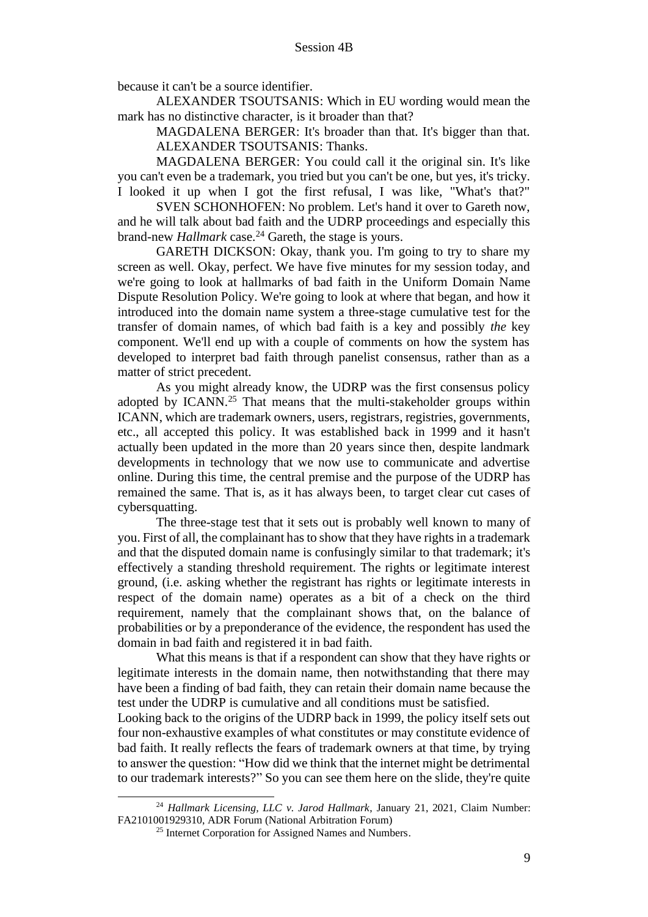because it can't be a source identifier.

ALEXANDER TSOUTSANIS: Which in EU wording would mean the mark has no distinctive character, is it broader than that?

MAGDALENA BERGER: It's broader than that. It's bigger than that.

ALEXANDER TSOUTSANIS: Thanks.

MAGDALENA BERGER: You could call it the original sin. It's like you can't even be a trademark, you tried but you can't be one, but yes, it's tricky. I looked it up when I got the first refusal, I was like, "What's that?"

SVEN SCHONHOFEN: No problem. Let's hand it over to Gareth now, and he will talk about bad faith and the UDRP proceedings and especially this brand-new *Hallmark* case.[24] Gareth, the stage is yours.

GARETH DICKSON: Okay, thank you. I'm going to try to share my screen as well. Okay, perfect. We have five minutes for my session today, and we're going to look at hallmarks of bad faith in the Uniform Domain Name Dispute Resolution Policy. We're going to look at where that began, and how it introduced into the domain name system a three-stage cumulative test for the transfer of domain names, of which bad faith is a key and possibly *the* key component. We'll end up with a couple of comments on how the system has developed to interpret bad faith through panelist consensus, rather than as a matter of strict precedent.

As you might already know, the UDRP was the first consensus policy adopted by ICANN.[25] That means that the multi-stakeholder groups within ICANN, which are trademark owners, users, registrars, registries, governments, etc., all accepted this policy. It was established back in 1999 and it hasn't actually been updated in the more than 20 years since then, despite landmark developments in technology that we now use to communicate and advertise online. During this time, the central premise and the purpose of the UDRP has remained the same. That is, as it has always been, to target clear cut cases of cybersquatting.

The three-stage test that it sets out is probably well known to many of you. First of all, the complainant has to show that they have rights in a trademark and that the disputed domain name is confusingly similar to that trademark; it's effectively a standing threshold requirement. The rights or legitimate interest ground, (i.e. asking whether the registrant has rights or legitimate interests in respect of the domain name) operates as a bit of a check on the third requirement, namely that the complainant shows that, on the balance of probabilities or by a preponderance of the evidence, the respondent has used the domain in bad faith and registered it in bad faith.

What this means is that if a respondent can show that they have rights or legitimate interests in the domain name, then notwithstanding that there may have been a finding of bad faith, they can retain their domain name because the test under the UDRP is cumulative and all conditions must be satisfied.

Looking back to the origins of the UDRP back in 1999, the policy itself sets out four non-exhaustive examples of what constitutes or may constitute evidence of bad faith. It really reflects the fears of trademark owners at that time, by trying to answer the question: "How did we think that the internet might be detrimental to our trademark interests?" So you can see them here on the slide, they're quite

---

[24] *Hallmark Licensing, LLC v. Jarod Hallmark*, January 21, 2021, Claim Number: FA2101001929310, ADR Forum (National Arbitration Forum)

[25] Internet Corporation for Assigned Names and Numbers.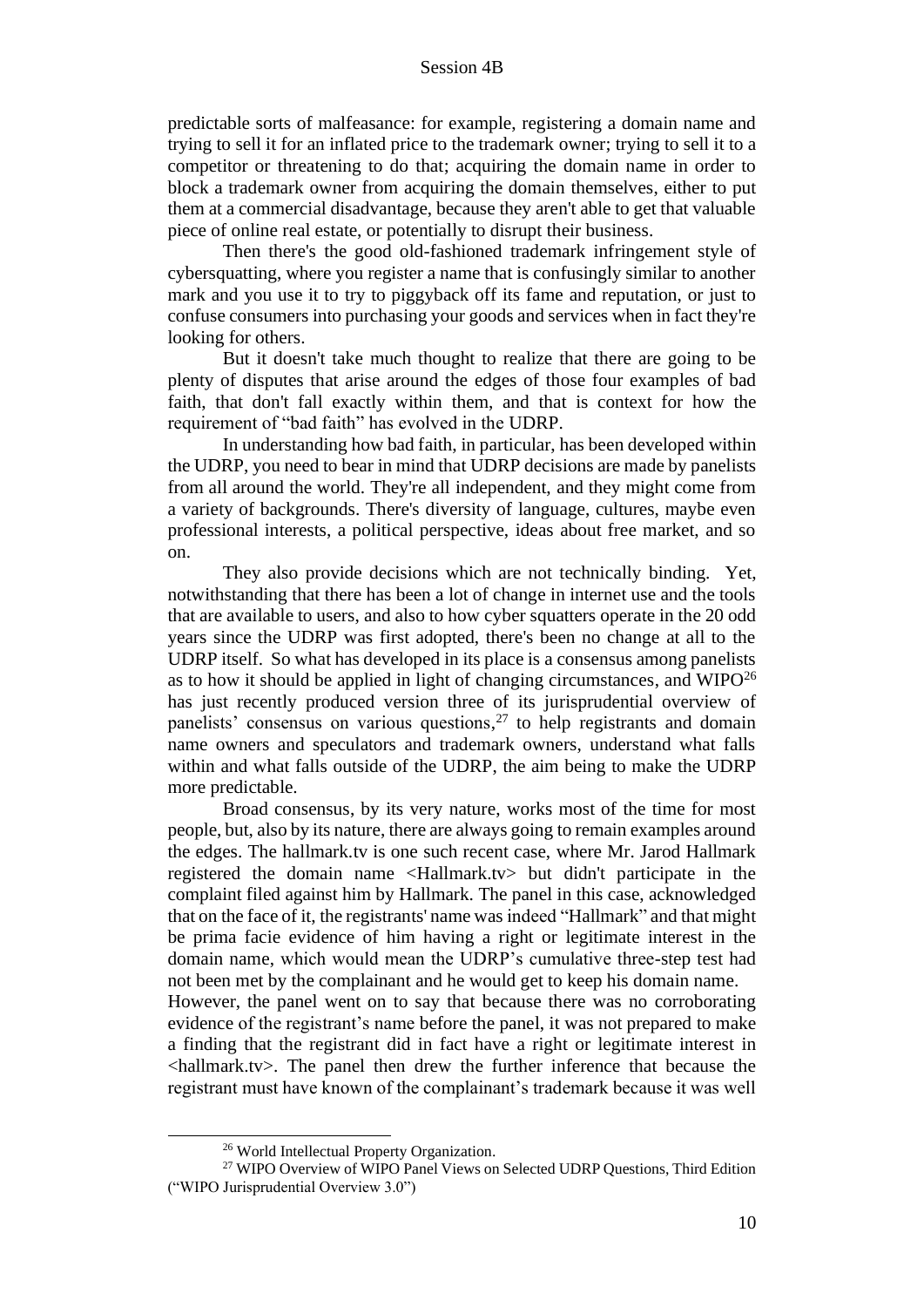predictable sorts of malfeasance: for example, registering a domain name and trying to sell it for an inflated price to the trademark owner; trying to sell it to a competitor or threatening to do that; acquiring the domain name in order to block a trademark owner from acquiring the domain themselves, either to put them at a commercial disadvantage, because they aren't able to get that valuable piece of online real estate, or potentially to disrupt their business.

Then there's the good old-fashioned trademark infringement style of cybersquatting, where you register a name that is confusingly similar to another mark and you use it to try to piggyback off its fame and reputation, or just to confuse consumers into purchasing your goods and services when in fact they're looking for others.

But it doesn't take much thought to realize that there are going to be plenty of disputes that arise around the edges of those four examples of bad faith, that don't fall exactly within them, and that is context for how the requirement of "bad faith" has evolved in the UDRP.

In understanding how bad faith, in particular, has been developed within the UDRP, you need to bear in mind that UDRP decisions are made by panelists from all around the world. They're all independent, and they might come from a variety of backgrounds. There's diversity of language, cultures, maybe even professional interests, a political perspective, ideas about free market, and so on.

They also provide decisions which are not technically binding. Yet, notwithstanding that there has been a lot of change in internet use and the tools that are available to users, and also to how cyber squatters operate in the 20 odd years since the UDRP was first adopted, there's been no change at all to the UDRP itself. So what has developed in its place is a consensus among panelists as to how it should be applied in light of changing circumstances, and WIPO[26] has just recently produced version three of its jurisprudential overview of panelists' consensus on various questions,[27] to help registrants and domain name owners and speculators and trademark owners, understand what falls within and what falls outside of the UDRP, the aim being to make the UDRP more predictable.

Broad consensus, by its very nature, works most of the time for most people, but, also by its nature, there are always going to remain examples around the edges. The hallmark.tv is one such recent case, where Mr. Jarod Hallmark registered the domain name <Hallmark.tv> but didn't participate in the complaint filed against him by Hallmark. The panel in this case, acknowledged that on the face of it, the registrants' name was indeed "Hallmark" and that might be prima facie evidence of him having a right or legitimate interest in the domain name, which would mean the UDRP's cumulative three-step test had not been met by the complainant and he would get to keep his domain name.

However, the panel went on to say that because there was no corroborating evidence of the registrant's name before the panel, it was not prepared to make a finding that the registrant did in fact have a right or legitimate interest in <hallmark.tv>. The panel then drew the further inference that because the registrant must have known of the complainant's trademark because it was well

---

[26] World Intellectual Property Organization.

[27] WIPO Overview of WIPO Panel Views on Selected UDRP Questions, Third Edition ("WIPO Jurisprudential Overview 3.0")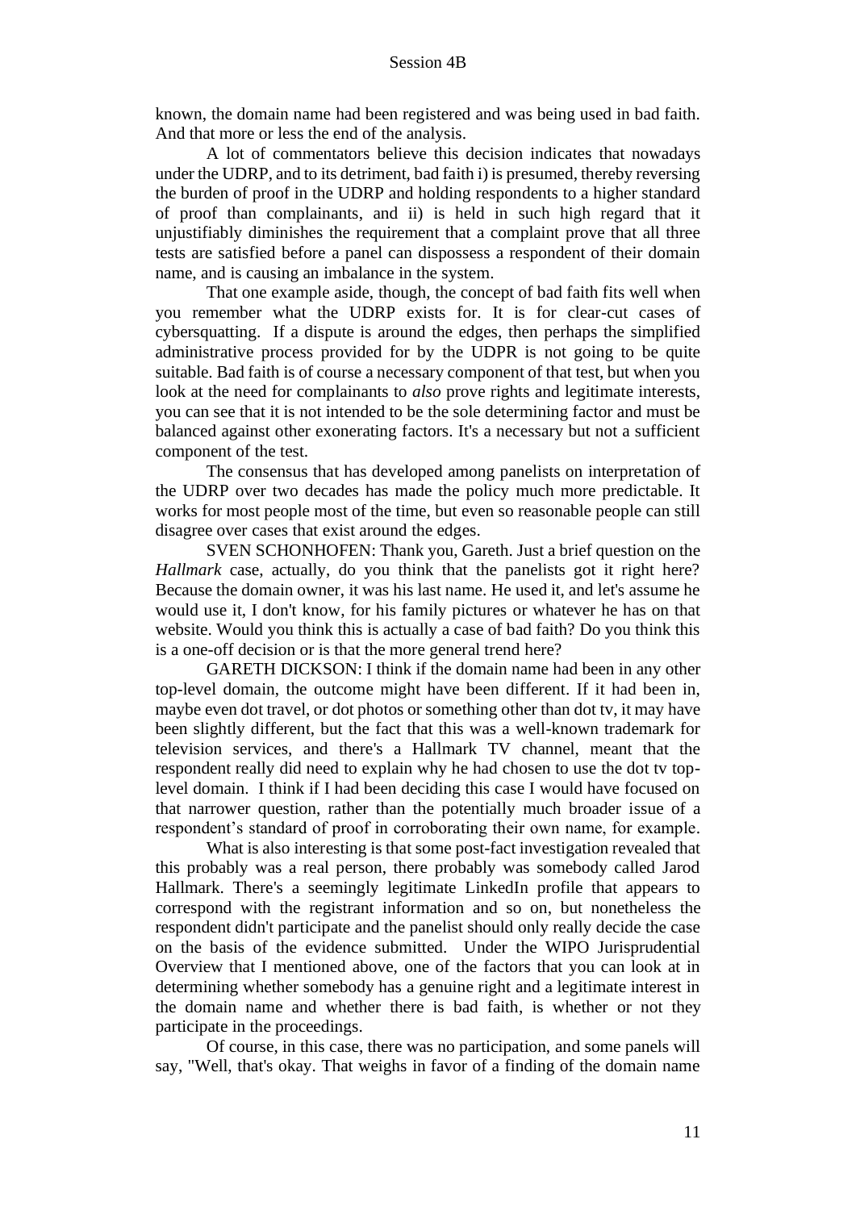known, the domain name had been registered and was being used in bad faith. And that more or less the end of the analysis.

A lot of commentators believe this decision indicates that nowadays under the UDRP, and to its detriment, bad faith i) is presumed, thereby reversing the burden of proof in the UDRP and holding respondents to a higher standard of proof than complainants, and ii) is held in such high regard that it unjustifiably diminishes the requirement that a complaint prove that all three tests are satisfied before a panel can dispossess a respondent of their domain name, and is causing an imbalance in the system.

That one example aside, though, the concept of bad faith fits well when you remember what the UDRP exists for. It is for clear-cut cases of cybersquatting. If a dispute is around the edges, then perhaps the simplified administrative process provided for by the UDPR is not going to be quite suitable. Bad faith is of course a necessary component of that test, but when you look at the need for complainants to *also* prove rights and legitimate interests, you can see that it is not intended to be the sole determining factor and must be balanced against other exonerating factors. It's a necessary but not a sufficient component of the test.

The consensus that has developed among panelists on interpretation of the UDRP over two decades has made the policy much more predictable. It works for most people most of the time, but even so reasonable people can still disagree over cases that exist around the edges.

SVEN SCHONHOFEN: Thank you, Gareth. Just a brief question on the *Hallmark* case, actually, do you think that the panelists got it right here? Because the domain owner, it was his last name. He used it, and let's assume he would use it, I don't know, for his family pictures or whatever he has on that website. Would you think this is actually a case of bad faith? Do you think this is a one-off decision or is that the more general trend here?

GARETH DICKSON: I think if the domain name had been in any other top-level domain, the outcome might have been different. If it had been in, maybe even dot travel, or dot photos or something other than dot tv, it may have been slightly different, but the fact that this was a well-known trademark for television services, and there's a Hallmark TV channel, meant that the respondent really did need to explain why he had chosen to use the dot tv top-level domain. I think if I had been deciding this case I would have focused on that narrower question, rather than the potentially much broader issue of a respondent's standard of proof in corroborating their own name, for example.

What is also interesting is that some post-fact investigation revealed that this probably was a real person, there probably was somebody called Jarod Hallmark. There's a seemingly legitimate LinkedIn profile that appears to correspond with the registrant information and so on, but nonetheless the respondent didn't participate and the panelist should only really decide the case on the basis of the evidence submitted. Under the WIPO Jurisprudential Overview that I mentioned above, one of the factors that you can look at in determining whether somebody has a genuine right and a legitimate interest in the domain name and whether there is bad faith, is whether or not they participate in the proceedings.

Of course, in this case, there was no participation, and some panels will say, "Well, that's okay. That weighs in favor of a finding of the domain name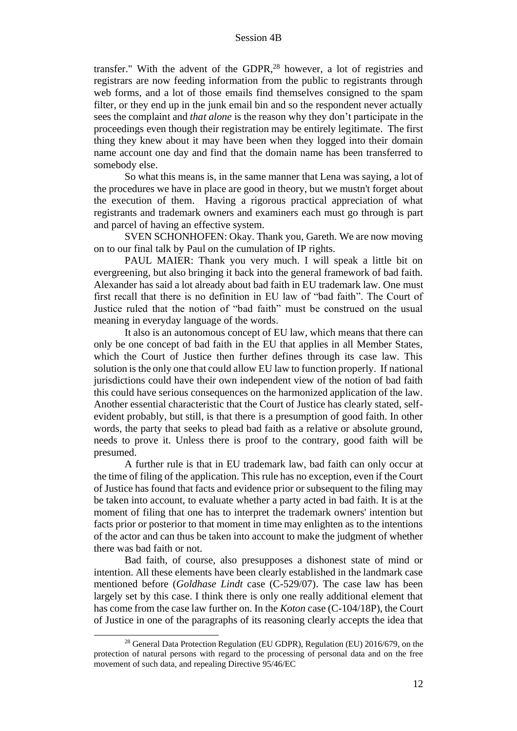transfer." With the advent of the GDPR,[28] however, a lot of registries and registrars are now feeding information from the public to registrants through web forms, and a lot of those emails find themselves consigned to the spam filter, or they end up in the junk email bin and so the respondent never actually sees the complaint and *that alone* is the reason why they don't participate in the proceedings even though their registration may be entirely legitimate. The first thing they knew about it may have been when they logged into their domain name account one day and find that the domain name has been transferred to somebody else.

So what this means is, in the same manner that Lena was saying, a lot of the procedures we have in place are good in theory, but we mustn't forget about the execution of them. Having a rigorous practical appreciation of what registrants and trademark owners and examiners each must go through is part and parcel of having an effective system.

SVEN SCHONHOFEN: Okay. Thank you, Gareth. We are now moving on to our final talk by Paul on the cumulation of IP rights.

PAUL MAIER: Thank you very much. I will speak a little bit on evergreening, but also bringing it back into the general framework of bad faith. Alexander has said a lot already about bad faith in EU trademark law. One must first recall that there is no definition in EU law of "bad faith". The Court of Justice ruled that the notion of "bad faith" must be construed on the usual meaning in everyday language of the words.

It also is an autonomous concept of EU law, which means that there can only be one concept of bad faith in the EU that applies in all Member States, which the Court of Justice then further defines through its case law. This solution is the only one that could allow EU law to function properly. If national jurisdictions could have their own independent view of the notion of bad faith this could have serious consequences on the harmonized application of the law. Another essential characteristic that the Court of Justice has clearly stated, self-evident probably, but still, is that there is a presumption of good faith. In other words, the party that seeks to plead bad faith as a relative or absolute ground, needs to prove it. Unless there is proof to the contrary, good faith will be presumed.

A further rule is that in EU trademark law, bad faith can only occur at the time of filing of the application. This rule has no exception, even if the Court of Justice has found that facts and evidence prior or subsequent to the filing may be taken into account, to evaluate whether a party acted in bad faith. It is at the moment of filing that one has to interpret the trademark owners' intention but facts prior or posterior to that moment in time may enlighten as to the intentions of the actor and can thus be taken into account to make the judgment of whether there was bad faith or not.

Bad faith, of course, also presupposes a dishonest state of mind or intention. All these elements have been clearly established in the landmark case mentioned before (*Goldhase Lindt* case (C-529/07). The case law has been largely set by this case. I think there is only one really additional element that has come from the case law further on. In the *Koton* case (C-104/18P), the Court of Justice in one of the paragraphs of its reasoning clearly accepts the idea that

[28] General Data Protection Regulation (EU GDPR), Regulation (EU) 2016/679, on the protection of natural persons with regard to the processing of personal data and on the free movement of such data, and repealing Directive 95/46/EC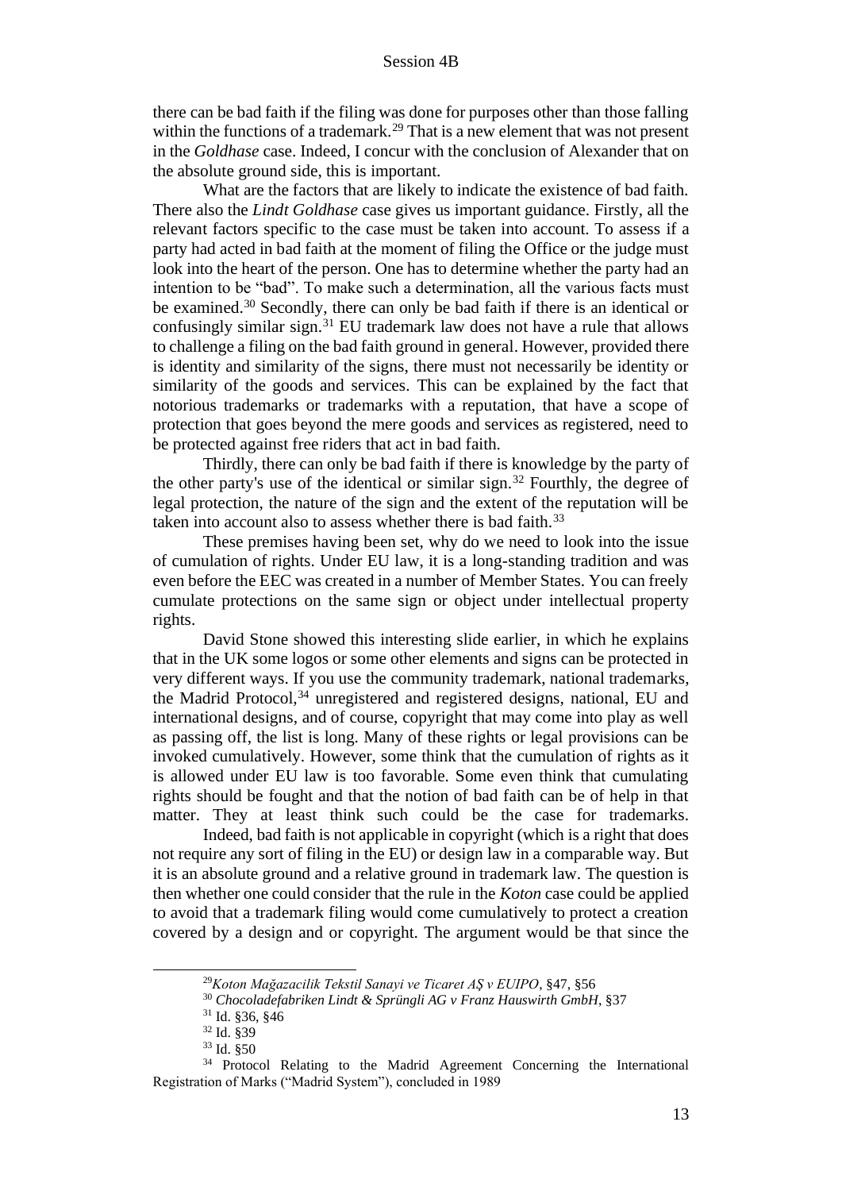there can be bad faith if the filing was done for purposes other than those falling within the functions of a trademark.[29] That is a new element that was not present in the *Goldhase* case. Indeed, I concur with the conclusion of Alexander that on the absolute ground side, this is important.

What are the factors that are likely to indicate the existence of bad faith. There also the *Lindt Goldhase* case gives us important guidance. Firstly, all the relevant factors specific to the case must be taken into account. To assess if a party had acted in bad faith at the moment of filing the Office or the judge must look into the heart of the person. One has to determine whether the party had an intention to be "bad". To make such a determination, all the various facts must be examined.[30] Secondly, there can only be bad faith if there is an identical or confusingly similar sign.[31] EU trademark law does not have a rule that allows to challenge a filing on the bad faith ground in general. However, provided there is identity and similarity of the signs, there must not necessarily be identity or similarity of the goods and services. This can be explained by the fact that notorious trademarks or trademarks with a reputation, that have a scope of protection that goes beyond the mere goods and services as registered, need to be protected against free riders that act in bad faith.

Thirdly, there can only be bad faith if there is knowledge by the party of the other party's use of the identical or similar sign.[32] Fourthly, the degree of legal protection, the nature of the sign and the extent of the reputation will be taken into account also to assess whether there is bad faith.[33]

These premises having been set, why do we need to look into the issue of cumulation of rights. Under EU law, it is a long-standing tradition and was even before the EEC was created in a number of Member States. You can freely cumulate protections on the same sign or object under intellectual property rights.

David Stone showed this interesting slide earlier, in which he explains that in the UK some logos or some other elements and signs can be protected in very different ways. If you use the community trademark, national trademarks, the Madrid Protocol,[34] unregistered and registered designs, national, EU and international designs, and of course, copyright that may come into play as well as passing off, the list is long. Many of these rights or legal provisions can be invoked cumulatively. However, some think that the cumulation of rights as it is allowed under EU law is too favorable. Some even think that cumulating rights should be fought and that the notion of bad faith can be of help in that matter. They at least think such could be the case for trademarks.

Indeed, bad faith is not applicable in copyright (which is a right that does not require any sort of filing in the EU) or design law in a comparable way. But it is an absolute ground and a relative ground in trademark law. The question is then whether one could consider that the rule in the *Koton* case could be applied to avoid that a trademark filing would come cumulatively to protect a creation covered by a design and or copyright. The argument would be that since the

---

[29] *Koton Mağazacilik Tekstil Sanayi ve Ticaret AŞ v EUIPO*, §47, §56

[30] *Chocoladefabriken Lindt & Sprüngli AG v Franz Hauswirth GmbH*, §37

[31] Id. §36, §46

[32] Id. §39

[33] Id. §50

[34] Protocol Relating to the Madrid Agreement Concerning the International Registration of Marks ("Madrid System"), concluded in 1989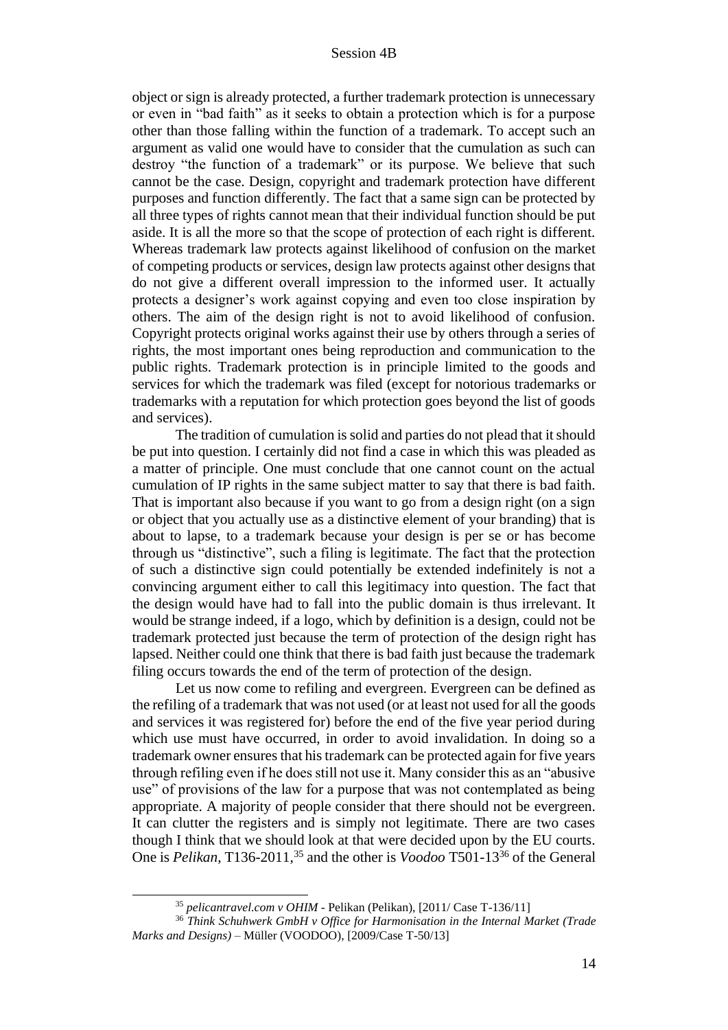object or sign is already protected, a further trademark protection is unnecessary or even in "bad faith" as it seeks to obtain a protection which is for a purpose other than those falling within the function of a trademark. To accept such an argument as valid one would have to consider that the cumulation as such can destroy "the function of a trademark" or its purpose. We believe that such cannot be the case. Design, copyright and trademark protection have different purposes and function differently. The fact that a same sign can be protected by all three types of rights cannot mean that their individual function should be put aside. It is all the more so that the scope of protection of each right is different. Whereas trademark law protects against likelihood of confusion on the market of competing products or services, design law protects against other designs that do not give a different overall impression to the informed user. It actually protects a designer's work against copying and even too close inspiration by others. The aim of the design right is not to avoid likelihood of confusion. Copyright protects original works against their use by others through a series of rights, the most important ones being reproduction and communication to the public rights. Trademark protection is in principle limited to the goods and services for which the trademark was filed (except for notorious trademarks or trademarks with a reputation for which protection goes beyond the list of goods and services).

The tradition of cumulation is solid and parties do not plead that it should be put into question. I certainly did not find a case in which this was pleaded as a matter of principle. One must conclude that one cannot count on the actual cumulation of IP rights in the same subject matter to say that there is bad faith. That is important also because if you want to go from a design right (on a sign or object that you actually use as a distinctive element of your branding) that is about to lapse, to a trademark because your design is per se or has become through us "distinctive", such a filing is legitimate. The fact that the protection of such a distinctive sign could potentially be extended indefinitely is not a convincing argument either to call this legitimacy into question. The fact that the design would have had to fall into the public domain is thus irrelevant. It would be strange indeed, if a logo, which by definition is a design, could not be trademark protected just because the term of protection of the design right has lapsed. Neither could one think that there is bad faith just because the trademark filing occurs towards the end of the term of protection of the design.

Let us now come to refiling and evergreen. Evergreen can be defined as the refiling of a trademark that was not used (or at least not used for all the goods and services it was registered for) before the end of the five year period during which use must have occurred, in order to avoid invalidation. In doing so a trademark owner ensures that his trademark can be protected again for five years through refiling even if he does still not use it. Many consider this as an "abusive use" of provisions of the law for a purpose that was not contemplated as being appropriate. A majority of people consider that there should not be evergreen. It can clutter the registers and is simply not legitimate. There are two cases though I think that we should look at that were decided upon by the EU courts. One is *Pelikan*, T136-2011,[35] and the other is *Voodoo* T501-13[36] of the General

[35] *pelicantravel.com v OHIM* - Pelikan (Pelikan), [2011/ Case T-136/11]

[36] *Think Schuhwerk GmbH v Office for Harmonisation in the Internal Market (Trade Marks and Designs)* – Müller (VOODOO), [2009/Case T-50/13]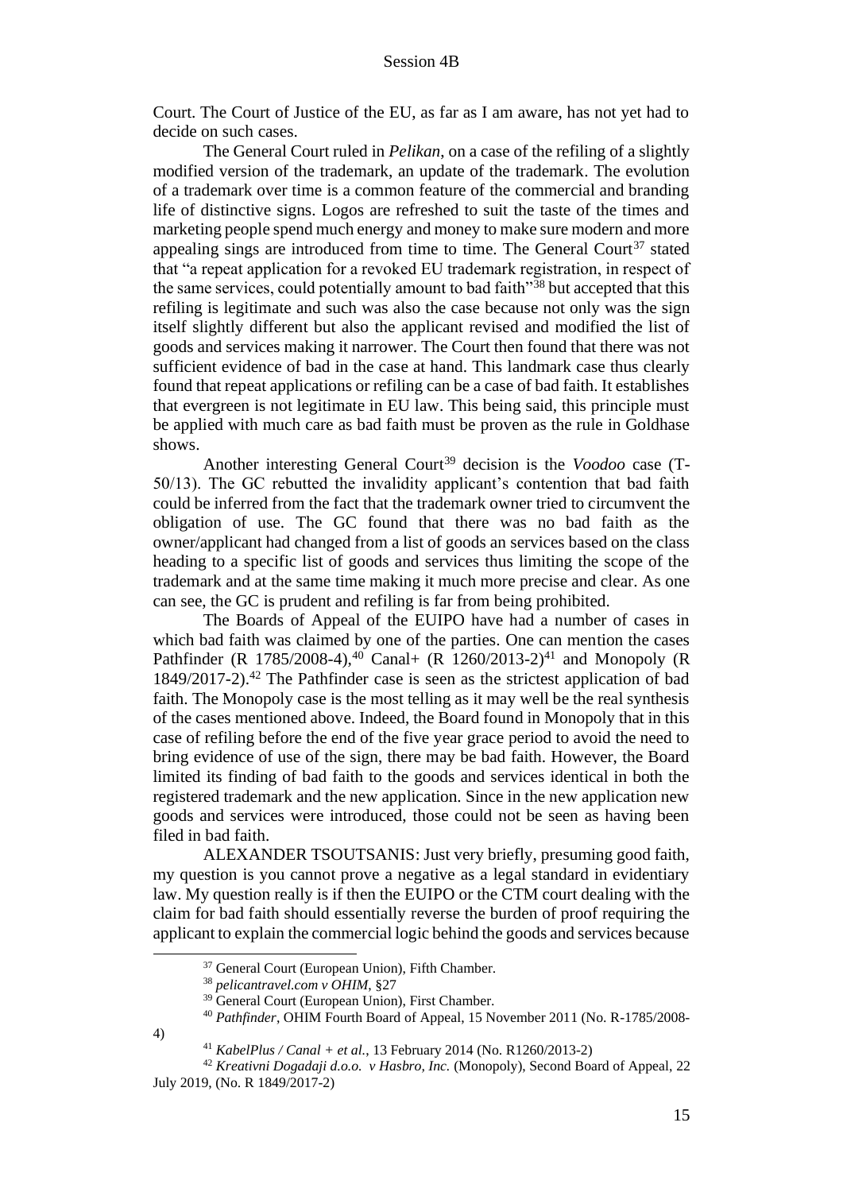Court. The Court of Justice of the EU, as far as I am aware, has not yet had to decide on such cases.

The General Court ruled in *Pelikan*, on a case of the refiling of a slightly modified version of the trademark, an update of the trademark. The evolution of a trademark over time is a common feature of the commercial and branding life of distinctive signs. Logos are refreshed to suit the taste of the times and marketing people spend much energy and money to make sure modern and more appealing sings are introduced from time to time. The General Court[37] stated that "a repeat application for a revoked EU trademark registration, in respect of the same services, could potentially amount to bad faith"[38] but accepted that this refiling is legitimate and such was also the case because not only was the sign itself slightly different but also the applicant revised and modified the list of goods and services making it narrower. The Court then found that there was not sufficient evidence of bad in the case at hand. This landmark case thus clearly found that repeat applications or refiling can be a case of bad faith. It establishes that evergreen is not legitimate in EU law. This being said, this principle must be applied with much care as bad faith must be proven as the rule in Goldhase shows.

Another interesting General Court[39] decision is the *Voodoo* case (T-50/13). The GC rebutted the invalidity applicant's contention that bad faith could be inferred from the fact that the trademark owner tried to circumvent the obligation of use. The GC found that there was no bad faith as the owner/applicant had changed from a list of goods an services based on the class heading to a specific list of goods and services thus limiting the scope of the trademark and at the same time making it much more precise and clear. As one can see, the GC is prudent and refiling is far from being prohibited.

The Boards of Appeal of the EUIPO have had a number of cases in which bad faith was claimed by one of the parties. One can mention the cases Pathfinder (R 1785/2008-4),[40] Canal+ (R 1260/2013-2)[41] and Monopoly (R 1849/2017-2).[42] The Pathfinder case is seen as the strictest application of bad faith. The Monopoly case is the most telling as it may well be the real synthesis of the cases mentioned above. Indeed, the Board found in Monopoly that in this case of refiling before the end of the five year grace period to avoid the need to bring evidence of use of the sign, there may be bad faith. However, the Board limited its finding of bad faith to the goods and services identical in both the registered trademark and the new application. Since in the new application new goods and services were introduced, those could not be seen as having been filed in bad faith.

ALEXANDER TSOUTSANIS: Just very briefly, presuming good faith, my question is you cannot prove a negative as a legal standard in evidentiary law. My question really is if then the EUIPO or the CTM court dealing with the claim for bad faith should essentially reverse the burden of proof requiring the applicant to explain the commercial logic behind the goods and services because

---

[37] General Court (European Union), Fifth Chamber.

[38] *pelicantravel.com v OHIM*, §27

[39] General Court (European Union), First Chamber.

[40] *Pathfinder*, OHIM Fourth Board of Appeal, 15 November 2011 (No. R-1785/2008-4)

[41] *KabelPlus / Canal + et al.*, 13 February 2014 (No. R1260/2013-2)

[42] *Kreativni Dogadaji d.o.o. v Hasbro, Inc.* (Monopoly), Second Board of Appeal, 22 July 2019, (No. R 1849/2017-2)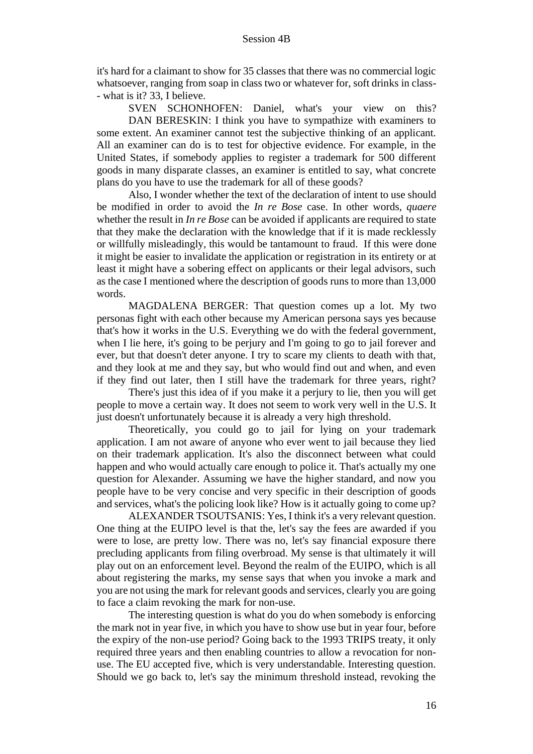it's hard for a claimant to show for 35 classes that there was no commercial logic whatsoever, ranging from soap in class two or whatever for, soft drinks in class-- what is it? 33, I believe.

SVEN SCHONHOFEN: Daniel, what's your view on this?

DAN BERESKIN: I think you have to sympathize with examiners to some extent. An examiner cannot test the subjective thinking of an applicant. All an examiner can do is to test for objective evidence. For example, in the United States, if somebody applies to register a trademark for 500 different goods in many disparate classes, an examiner is entitled to say, what concrete plans do you have to use the trademark for all of these goods?

Also, I wonder whether the text of the declaration of intent to use should be modified in order to avoid the *In re Bose* case. In other words, *quaere* whether the result in *In re Bose* can be avoided if applicants are required to state that they make the declaration with the knowledge that if it is made recklessly or willfully misleadingly, this would be tantamount to fraud. If this were done it might be easier to invalidate the application or registration in its entirety or at least it might have a sobering effect on applicants or their legal advisors, such as the case I mentioned where the description of goods runs to more than 13,000 words.

MAGDALENA BERGER: That question comes up a lot. My two personas fight with each other because my American persona says yes because that's how it works in the U.S. Everything we do with the federal government, when I lie here, it's going to be perjury and I'm going to go to jail forever and ever, but that doesn't deter anyone. I try to scare my clients to death with that, and they look at me and they say, but who would find out and when, and even if they find out later, then I still have the trademark for three years, right?

There's just this idea of if you make it a perjury to lie, then you will get people to move a certain way. It does not seem to work very well in the U.S. It just doesn't unfortunately because it is already a very high threshold.

Theoretically, you could go to jail for lying on your trademark application. I am not aware of anyone who ever went to jail because they lied on their trademark application. It's also the disconnect between what could happen and who would actually care enough to police it. That's actually my one question for Alexander. Assuming we have the higher standard, and now you people have to be very concise and very specific in their description of goods and services, what's the policing look like? How is it actually going to come up?

ALEXANDER TSOUTSANIS: Yes, I think it's a very relevant question. One thing at the EUIPO level is that the, let's say the fees are awarded if you were to lose, are pretty low. There was no, let's say financial exposure there precluding applicants from filing overbroad. My sense is that ultimately it will play out on an enforcement level. Beyond the realm of the EUIPO, which is all about registering the marks, my sense says that when you invoke a mark and you are not using the mark for relevant goods and services, clearly you are going to face a claim revoking the mark for non-use.

The interesting question is what do you do when somebody is enforcing the mark not in year five, in which you have to show use but in year four, before the expiry of the non-use period? Going back to the 1993 TRIPS treaty, it only required three years and then enabling countries to allow a revocation for non-use. The EU accepted five, which is very understandable. Interesting question. Should we go back to, let's say the minimum threshold instead, revoking the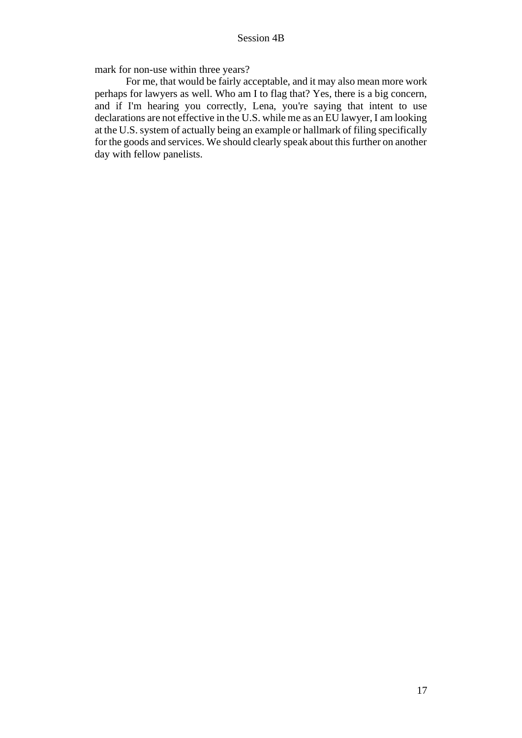mark for non-use within three years?

For me, that would be fairly acceptable, and it may also mean more work perhaps for lawyers as well. Who am I to flag that? Yes, there is a big concern, and if I'm hearing you correctly, Lena, you're saying that intent to use declarations are not effective in the U.S. while me as an EU lawyer, I am looking at the U.S. system of actually being an example or hallmark of filing specifically for the goods and services. We should clearly speak about this further on another day with fellow panelists.